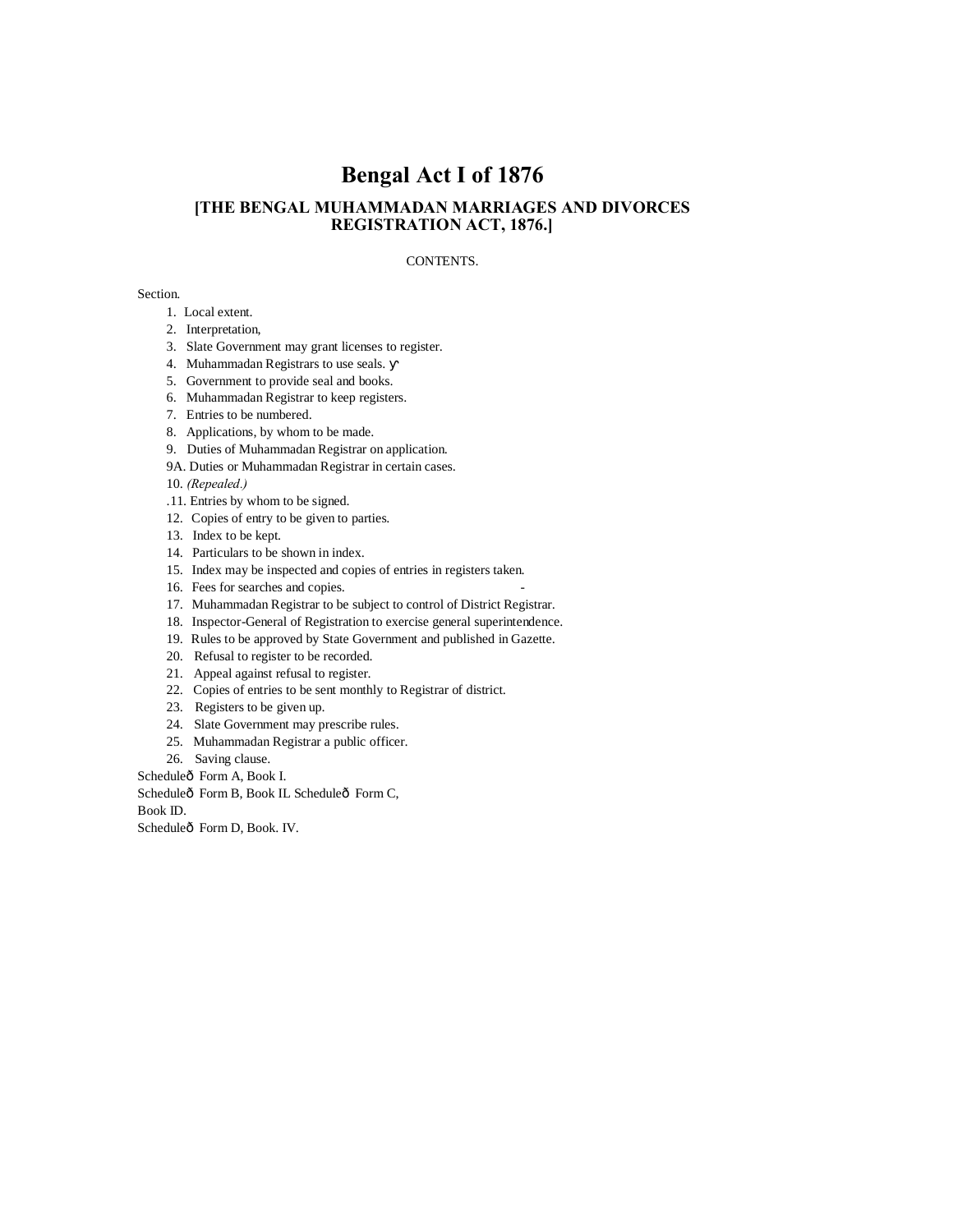# Bengal Act I of 1876

## [THE BENGAL MUHAMMADAN MARRIAGES AND DIVORCES REGISTRATION ACT, 1876.]

CONTENTS.

Section.

1. Local extent.
2. Interpretation,
3. Slate Government may grant licenses to register.
4. Muhammadan Registrars to use seals. ɣ
5. Government to provide seal and books.
6. Muhammadan Registrar to keep registers.
7. Entries to be numbered.
8. Applications, by whom to be made.
9. Duties of Muhammadan Registrar on application.

9A. Duties or Muhammadan Registrar in certain cases.

10. *(Repealed.)*

.11. Entries by whom to be signed.

12. Copies of entry to be given to parties.
13. Index to be kept.
14. Particulars to be shown in index.
15. Index may be inspected and copies of entries in registers taken.
16. Fees for searches and copies. -
17. Muhammadan Registrar to be subject to control of District Registrar.
18. Inspector-General of Registration to exercise general superintendence.
19. Rules to be approved by State Government and published in Gazette.
20. Refusal to register to be recorded.
21. Appeal against refusal to register.
22. Copies of entries to be sent monthly to Registrar of district.
23. Registers to be given up.
24. Slate Government may prescribe rules.
25. Muhammadan Registrar a public officer.
26. Saving clause.

Scheduleð Form A, Book I.

Scheduleð Form B, Book IL Scheduleð Form C,

Book ID.

Scheduleð Form D, Book. IV.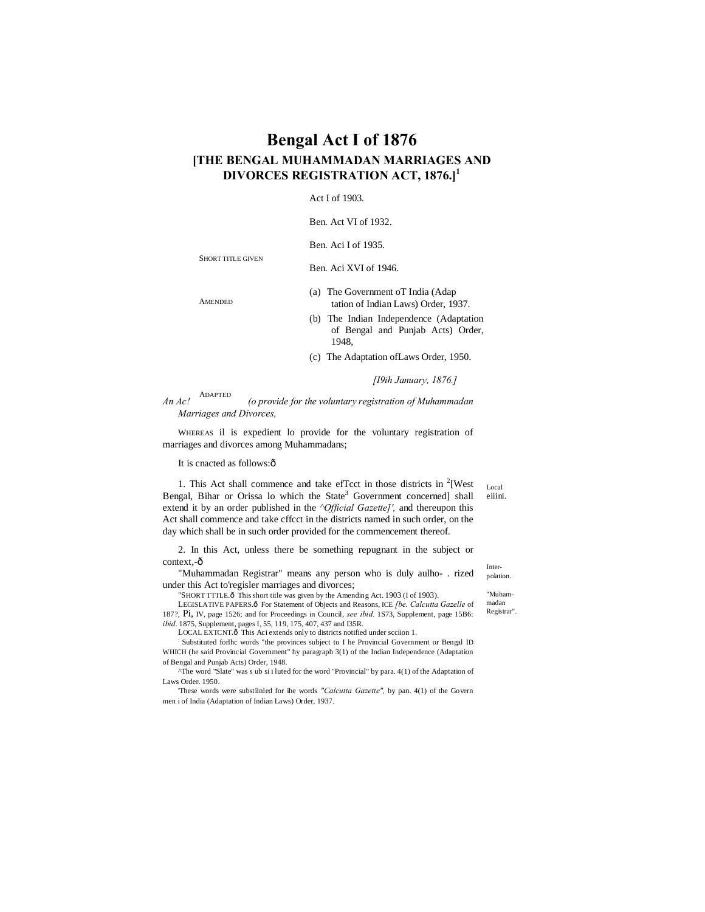# Bengal Act I of 1876

## [THE BENGAL MUHAMMADAN MARRIAGES AND DIVORCES REGISTRATION ACT, 1876.][1]

SHORT TITLE GIVEN

Act I of 1903.

AMENDED

Ben. Act VI of 1932.

Ben. Aci I of 1935.

Ben. Aci XVI of 1946.

ADAPTED

(a) The Government oT India (Adaptation of Indian Laws) Order, 1937.

(b) The Indian Independence (Adaptation of Bengal and Punjab Acts) Order, 1948,

(c) The Adaptation ofLaws Order, 1950.

*[I9ih January, 1876.]*

*An Ac! (o provide for the voluntary registration of Muhammadan Marriages and Divorces,*

WHEREAS il is expedient lo provide for the voluntary registration of marriages and divorces among Muhammadans;

It is cnacted as follows:—

Local eiiini.

1. This Act shall commence and take efTcct in those districts in [2][West Bengal, Bihar or Orissa lo which the State[3] Government concerned] shall extend it by an order published in the *^Official Gazette]'*, and thereupon this Act shall commence and take cffcct in the districts named in such order, on the day which shall be in such order provided for the commencement thereof.

Inter-polation.

2. In this Act, unless there be something repugnant in the subject or context,-—

"Muham-madan Registrar".

"Muhammadan Registrar" means any person who is duly aulho- . rized under this Act to'regisler marriages and divorces;

"SHORT TTTLE.— This short title was given by the Amending Act. 1903 (I of 1903).

LEGISLATIVE PAPERS.— For Statement of Objects and Reasons, ICE *[be. Calcutta Gazelle* of 187?, Pi, IV, page 1526; and for Proceedings in Council, *see ibid.* 1S73, Supplement, page 15B6: *ibid*. 1875, Supplement, pages I, 55, 119, 175, 407, 437 and I35R.

LOCAL EXTCNT.— This Aci extends only to districts notified under scciion 1.

: Substituted forlhc words "the provinces subject to I he Provincial Government or Bengal ID WHICH (he said Provincial Government" hy paragraph 3(1) of the Indian Independence (Adaptation of Bengal and Punjab Acts) Order, 1948.

^The word "Slate" was s ub si i luted for the word "Provincial" by para. 4(1) of the Adaptation of Laws Order. 1950.

'These words were substilnled for ihe words *"Calcutta Gazette"*, by pan. 4(1) of the Govern men i of India (Adaptation of Indian Laws) Order, 1937.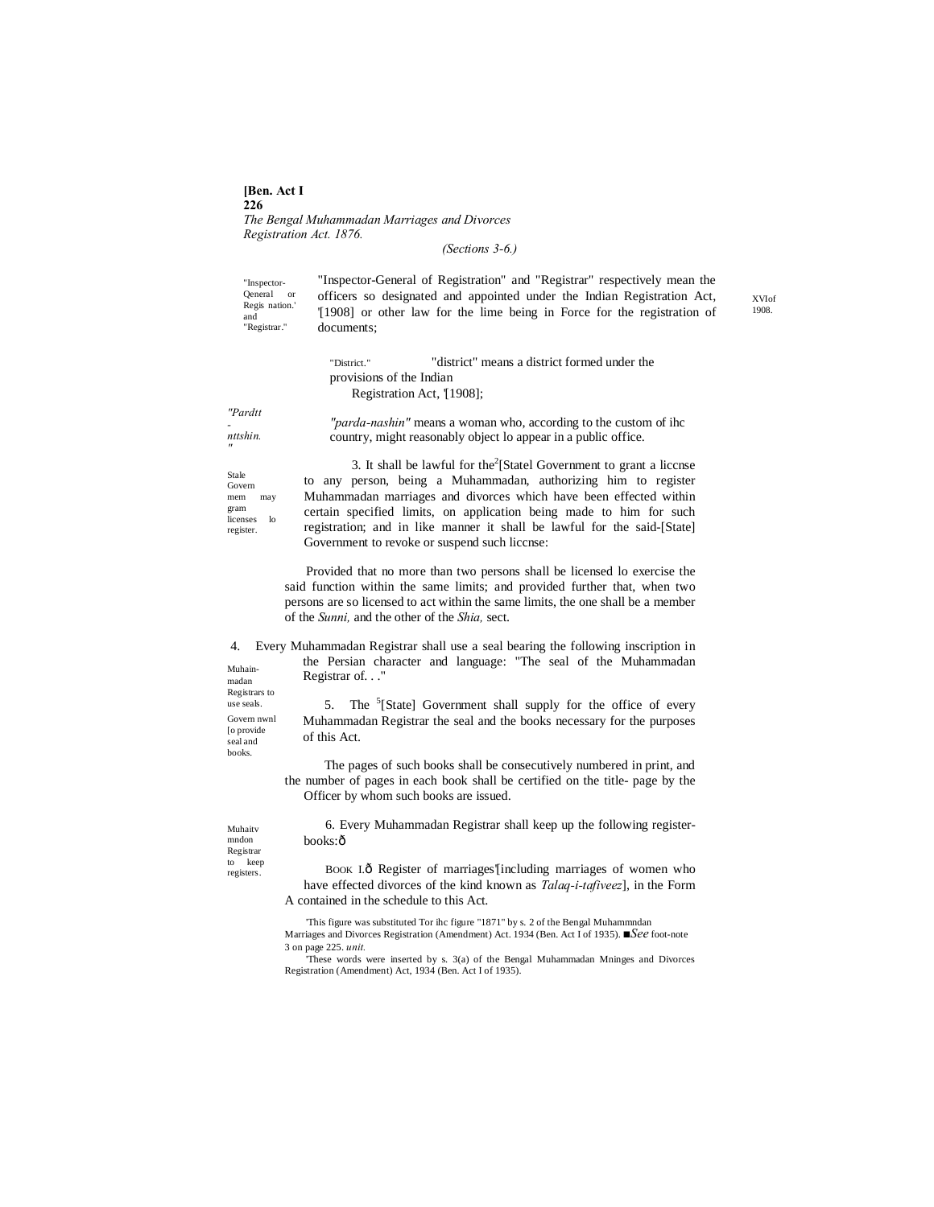*(Sections 3-6.)*

"Inspector-General of Registration" and "Registrar" respectively mean the officers so designated and appointed under the Indian Registration Act, '[1908] or other law for the lime being in Force for the registration of documents;

"Inspector-Qeneral or Regis nation.' and "Registrar."

XVIof 1908.

"district" means a district formed under the provisions of the Indian Registration Act, '[1908];

"District."

*"parda-nashin"* means a woman who, according to the custom of ihc country, might reasonably object lo appear in a public office.

*"Pardtt-nttshin."*

3. It shall be lawful for the[2][Statel Government to grant a liccnse to any person, being a Muhammadan, authorizing him to register Muhammadan marriages and divorces which have been effected within certain specified limits, on application being made to him for such registration; and in like manner it shall be lawful for the said-[State] Government to revoke or suspend such liccnse:

Stale Govern mem may gram licenses lo register.

Provided that no more than two persons shall be licensed lo exercise the said function within the same limits; and provided further that, when two persons are so licensed to act within the same limits, the one shall be a member of the *Sunni,* and the other of the *Shia,* sect.

4. Every Muhammadan Registrar shall use a seal bearing the following inscription in the Persian character and language: "The seal of the Muhammadan Registrar of. . ."

Muhain-madan Registrars to use seals.

5. The [5][State] Government shall supply for the office of every Muhammadan Registrar the seal and the books necessary for the purposes of this Act.

Govern nwnl [o provide seal and books.

The pages of such books shall be consecutively numbered in print, and the number of pages in each book shall be certified on the title- page by the Officer by whom such books are issued.

6. Every Muhammadan Registrar shall keep up the following register-books:ð

Muhaitv mndon Registrar to keep registers.

BOOK I.ð Register of marriages'[including marriages of women who have effected divorces of the kind known as *Talaq-i-tafiveez*], in the Form A contained in the schedule to this Act.

'This figure was substituted Tor ihc figure "1871" by s. 2 of the Bengal Muhammndan Marriages and Divorces Registration (Amendment) Act. 1934 (Ben. Act I of 1935). ■*See* foot-note 3 on page 225. *unit.*

'These words were inserted by s. 3(a) of the Bengal Muhammadan Mninges and Divorces Registration (Amendment) Act, 1934 (Ben. Act I of 1935).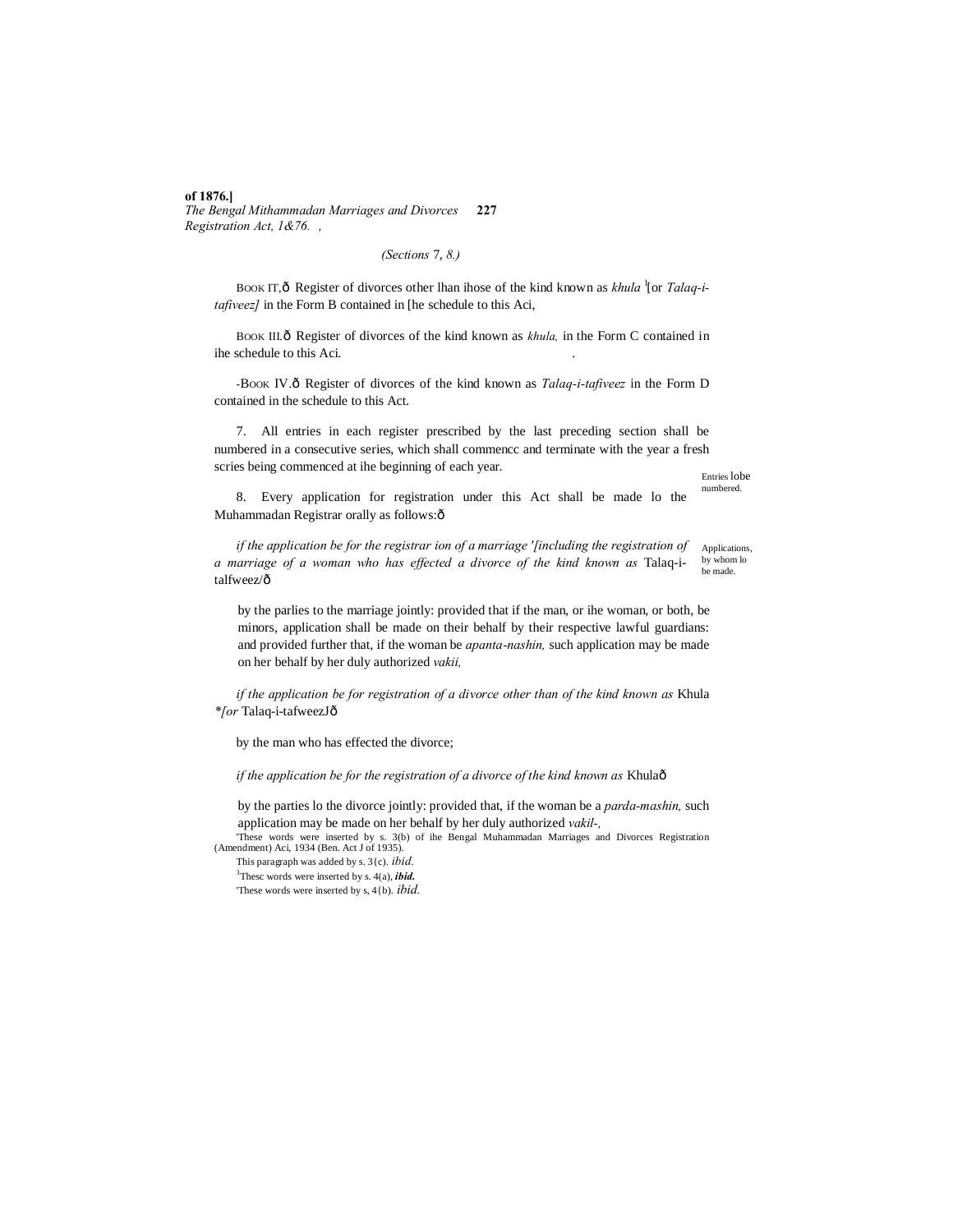(Sections 7, 8.)

BOOK II.—Register of divorces other than those of the kind known as *khula* [1][or *Talaq-i-tafiveez]* in the Form B contained in the schedule to this Act,

BOOK III.—Register of divorces of the kind known as *khula,* in the Form C contained in the schedule to this Act.

[2]BOOK IV.—Register of divorces of the kind known as *Talaq-i-tafiveez* in the Form D contained in the schedule to this Act.

Entries to be numbered.

7. All entries in each register prescribed by the last preceding section shall be numbered in a consecutive series, which shall commence and terminate with the year a fresh series being commenced at the beginning of each year.

Applications, by whom to be made.

8. Every application for registration under this Act shall be made to the Muhammadan Registrar orally as follows:—

*if the application be for the registration of a marriage* [3]*[including the registration of a marriage of a woman who has effected a divorce of the kind known as* Talaq-i-talfweez*]*—

by the parties to the marriage jointly: provided that if the man, or the woman, or both, be minors, application shall be made on their behalf by their respective lawful guardians: and provided further that, if the woman be *apanta-nashin,* such application may be made on her behalf by her duly authorized *vakil,*

*if the application be for registration of a divorce other than of the kind known as* Khula [4]*[or* Talaq-i-tafweez*]*—

by the man who has effected the divorce;

*if the application be for the registration of a divorce of the kind known as* Khula—

by the parties to the divorce jointly: provided that, if the woman be a *parda-mashin,* such application may be made on her behalf by her duly authorized *vakil*,

[1]These words were inserted by s. 3(b) of the Bengal Muhammadan Marriages and Divorces Registration (Amendment) Act, 1934 (Ben. Act I of 1935).

[2]This paragraph was added by s. 3(c). *ibid.*

[3]These words were inserted by s. 4(a), ***ibid.***

[4]These words were inserted by s. 4(b). *ibid.*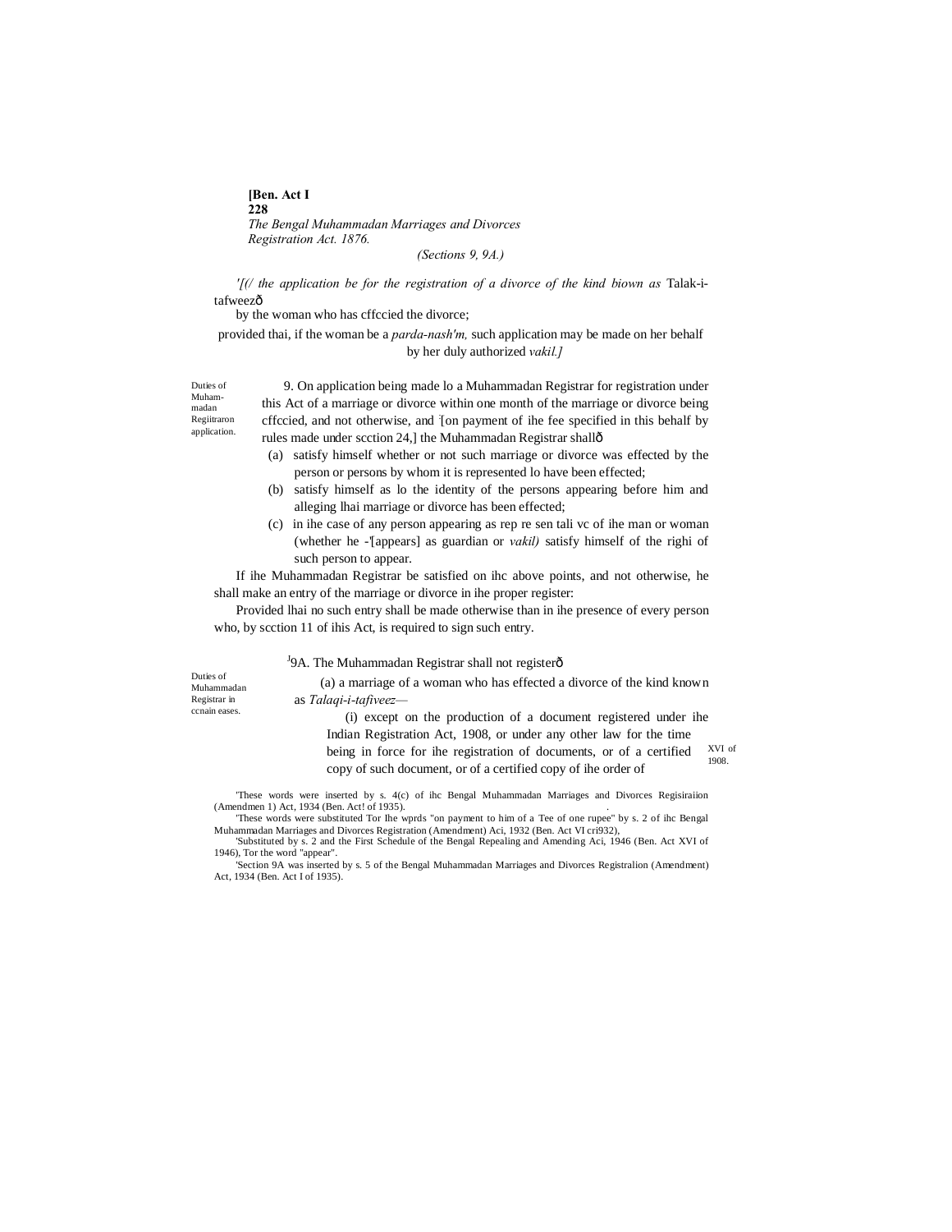**[Ben. Act I**

*The Bengal Muhammadan Marriages and Divorces Registration Act. 1876.*

*(Sections 9, 9A.)*

*'[(/ the application be for the registration of a divorce of the kind biown as* Talak-i-tafweezð

by the woman who has cffccied the divorce;

provided thai, if the woman be a *parda-nash'm,* such application may be made on her behalf by her duly authorized *vakil.]*

Duties of Muhammadan Regiitraron application.

9. On application being made lo a Muhammadan Registrar for registration under this Act of a marriage or divorce within one month of the marriage or divorce being cffccied, and not otherwise, and [on payment of ihe fee specified in this behalf by rules made under scction 24,] the Muhammadan Registrar shallð

(a) satisfy himself whether or not such marriage or divorce was effected by the person or persons by whom it is represented lo have been effected;

(b) satisfy himself as lo the identity of the persons appearing before him and alleging lhai marriage or divorce has been effected;

(c) in ihe case of any person appearing as rep re sen tali vc of ihe man or woman (whether he -'[appears] as guardian or *vakil)* satisfy himself of the righi of such person to appear.

If ihe Muhammadan Registrar be satisfied on ihc above points, and not otherwise, he shall make an entry of the marriage or divorce in ihe proper register:

Provided lhai no such entry shall be made otherwise than in ihe presence of every person who, by scction 11 of ihis Act, is required to sign such entry.

Duties of Muhammadan Registrar in ccnain eases.

[J]9A. The Muhammadan Registrar shall not registerð

(a) a marriage of a woman who has effected a divorce of the kind known as *Talaqi-i-tafiveez*—

(i) except on the production of a document registered under ihe Indian Registration Act, 1908, or under any other law for the time being in force for ihe registration of documents, or of a certified copy of such document, or of a certified copy of ihe order of

XVI of 1908.

'These words were inserted by s. 4(c) of ihc Bengal Muhammadan Marriages and Divorces Regisiraiion (Amendmen 1) Act, 1934 (Ben. Act! of 1935).

'These words were substituted Tor Ihe wprds "on payment to him of a Tee of one rupee" by s. 2 of ihc Bengal Muhammadan Marriages and Divorces Registration (Amendment) Aci, 1932 (Ben. Act VI cri932),

'Substituted by s. 2 and the First Schedule of the Bengal Repealing and Amending Aci, 1946 (Ben. Act XVI of 1946), Tor the word "appear".

'Section 9A was inserted by s. 5 of the Bengal Muhammadan Marriages and Divorces Registralion (Amendment) Act, 1934 (Ben. Act I of 1935).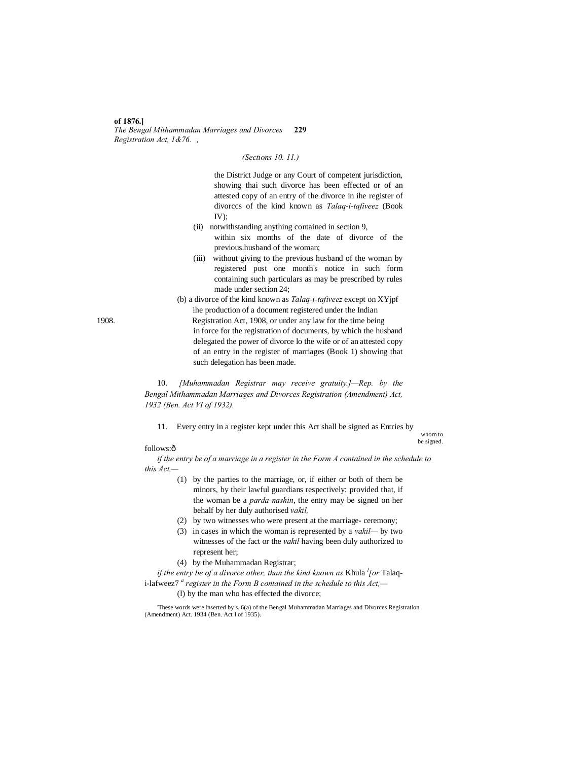(Sections 10. 11.)

the District Judge or any Court of competent jurisdiction, showing thai such divorce has been effected or of an attested copy of an entry of the divorce in ihe register of divorccs of the kind known as *Talaq-i-tafiveez* (Book IV);

(ii) notwithstanding anything contained in section 9, within six months of the date of divorce of the previous.husband of the woman;

(iii) without giving to the previous husband of the woman by registered post one month's notice in such form containing such particulars as may be prescribed by rules made under section 24;

(b) a divorce of the kind known as *Talaq-i-tafiveez* except on XYjpf ihe production of a document registered under the Indian Registration Act, 1908, or under any law for the time being in force for the registration of documents, by which the husband delegated the power of divorce lo the wife or of an attested copy of an entry in the register of marriages (Book 1) showing that such delegation has been made.

1908.

10. *[Muhammadan Registrar may receive gratuity.]—Rep. by the Bengal Mithammadan Marriages and Divorces Registration (Amendment) Act, 1932 (Ben. Act VI of 1932).*

11. Every entry in a register kept under this Act shall be signed as follows:—

Entries by whom to be signed.

*if the entry be of a marriage in a register in the Form A contained in the schedule to this Act,—*

(1) by the parties to the marriage, or, if either or both of them be minors, by their lawful guardians respectively: provided that, if the woman be a *parda-nashin*, the entry may be signed on her behalf by her duly authorised *vakil,*

(2) by two witnesses who were present at the marriage- ceremony;

(3) in cases in which the woman is represented by a *vakil*— by two witnesses of the fact or the *vakil* having been duly authorized to represent her;

(4) by the Muhammadan Registrar;

*if the entry be of a divorce other, than the kind known as* Khula [1]*[or* Talaq-i-lafweez] *a register in the Form B contained in the schedule to this Act,—*

(I) by the man who has effected the divorce;

[1]These words were inserted by s. 6(a) of the Bengal Muhammadan Marriages and Divorces Registration (Amendment) Act. 1934 (Ben. Act I of 1935).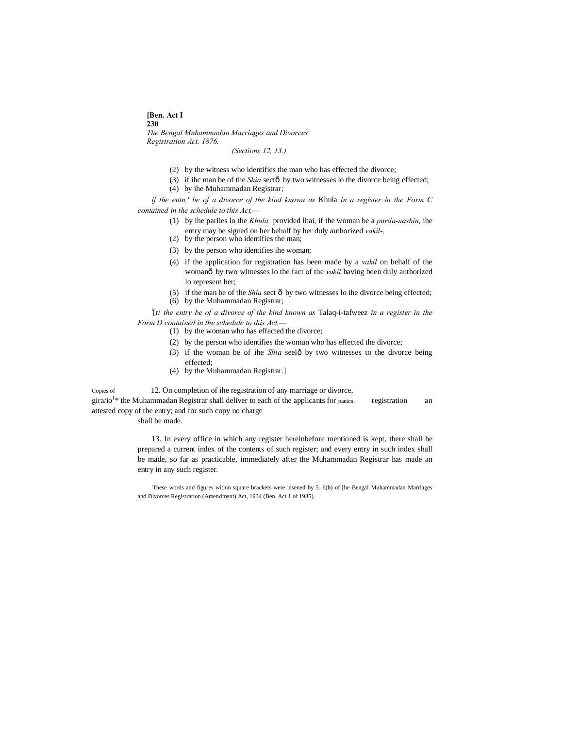(2) by the witness who identifies the man who has effected the divorce;

(3) if ihc man be of the *Shia* sectð by two witnesses lo the divorce being effected;

(4) by ihe Muhammadan Registrar;

*if the entn,' be of a divorce of the kind known as* Khula *in a register in the Form C contained in the schedule to this Act,—*

(1) by ihe parlies lo the *Khula:* provided lhai, if the woman be a *parda-nashin,* ihe entry may be signed on her behalf by her duly authorized *vakil-,*

(2) by the person who identifies the man;

(3) by the person who identifies ihe woman;

(4) if the application for registration has been made by a *vakil* on behalf of the womanð by two witnesses lo the fact of the *vakil* having been duly authorized lo represent her;

(5) if the man be of the *Shia* sect ð by two witnesses lo ihe divorce being effected;

(6) by the Muhammadan Registrar;

[1][r/ *the entry be of a divorce of the kind known as* Talaq-i-tafweez *in a register in the Form D contained in the schedule to this Act,—*

(1) by the woman who has effected the divorce;

(2) by the person who identifies the woman who has effected the divorce;

(3) if the woman be of ihe *Shia* seelð by two witnesses to the divorce being effected;

(4) by the Muhammadan Registrar.]

Copies of gira/io[1]* panics.

12. On completion of ihe registration of any marriage or divorce, the Muhammadan Registrar shall deliver to each of the applicants for registration an attested copy of the entry; and for such copy no charge shall be made.

13. In every office in which any register hereinbefore mentioned is kept, there shall be prepared a current index of the contents of such register; and every entry in such index shall be made, so far as practicable, immediately after the Muhammadan Registrar has made an entry in any such register.

'These words and figures within square brackets were insened by 5. 6(b) of [he Bengal Muhammadan Marriages and Divorces Registration (Amendment) Act, 1934 (Ben. Act 1 of 1935).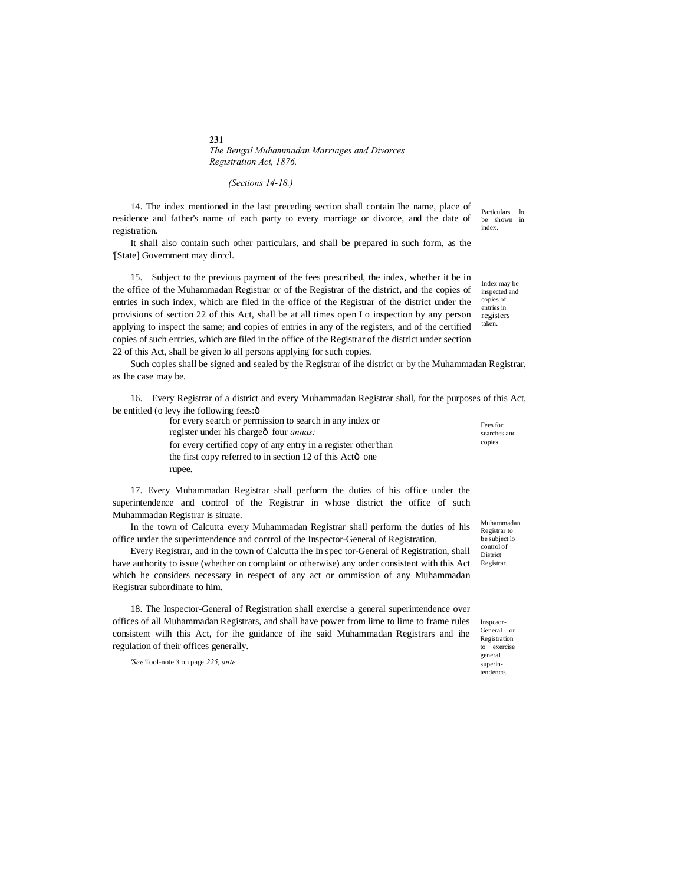*(Sections 14-18.)*

14. The index mentioned in the last preceding section shall contain Ihe name, place of residence and father's name of each party to every marriage or divorce, and the date of registration.

Particulars lo be shown in index.

It shall also contain such other particulars, and shall be prepared in such form, as the '[State] Government may dirccl.

15. Subject to the previous payment of the fees prescribed, the index, whether it be in the office of the Muhammadan Registrar or of the Registrar of the district, and the copies of entries in such index, which are filed in the office of the Registrar of the district under the provisions of section 22 of this Act, shall be at all times open Lo inspection by any person applying to inspect the same; and copies of entries in any of the registers, and of the certified copies of such entries, which are filed in the office of the Registrar of the district under section 22 of this Act, shall be given lo all persons applying for such copies.

Index may be inspected and copies of entries in registers taken.

Such copies shall be signed and sealed by the Registrar of ihe district or by the Muhammadan Registrar, as Ihe case may be.

16. Every Registrar of a district and every Muhammadan Registrar shall, for the purposes of this Act, be entitled (o levy ihe following fees:—

Fees for searches and copies.

for every search or permission to search in any index or register under his charge— four *annas:*

for every certified copy of any entry in a register other'than the first copy referred to in section 12 of this Act— one rupee.

17. Every Muhammadan Registrar shall perform the duties of his office under the superintendence and control of the Registrar in whose district the office of such Muhammadan Registrar is situate.

Muhammadan Registrar to be subject lo control of District Registrar.

In the town of Calcutta every Muhammadan Registrar shall perform the duties of his office under the superintendence and control of the Inspector-General of Registration.

Every Registrar, and in the town of Calcutta Ihe In spec tor-General of Registration, shall have authority to issue (whether on complaint or otherwise) any order consistent with this Act which he considers necessary in respect of any act or ommission of any Muhammadan Registrar subordinate to him.

18. The Inspector-General of Registration shall exercise a general superintendence over offices of all Muhammadan Registrars, and shall have power from lime to lime to frame rules consistent wilh this Act, for ihe guidance of ihe said Muhammadan Registrars and ihe regulation of their offices generally.

Inspcaor-General or Registration to exercise general superintendence.

'*See* Tool-note 3 on page *225, ante.*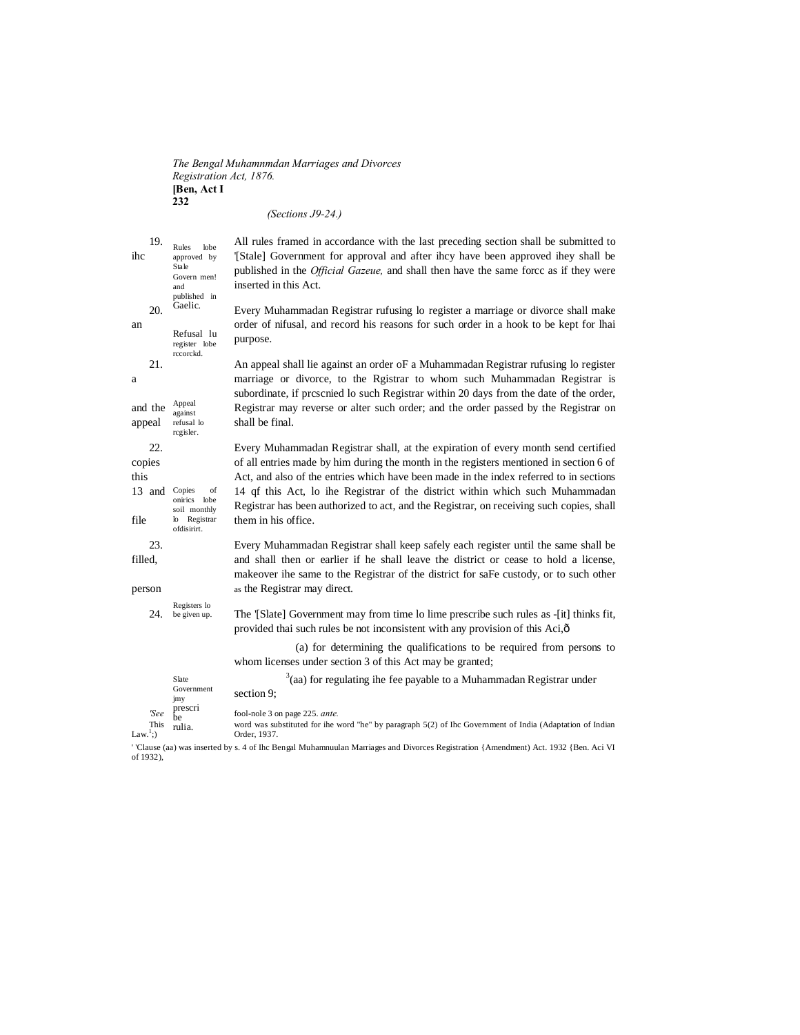*(Sections J9-24.)*

19. All rules framed in accordance with the last preceding section shall be submitted to the '[Stale] Government for approval and after ihcy have been approved ihey shall be published in the *Official Gazeue,* and shall then have the same forcc as if they were inserted in this Act.

*Rules lobe approved by Stale Govern men! and published in Gaelic.*

20. Every Muhammadan Registrar rufusing lo register a marriage or divorce shall make an order of nifusal, and record his reasons for such order in a hook to be kept for lhai purpose.

*Refusal lu register lobe rccorckd.*

21. An appeal shall lie against an order oF a Muhammadan Registrar rufusing lo register a marriage or divorce, to the Rgistrar to whom such Muhammadan Registrar is subordinate, if prcscnied lo such Registrar within 20 days from the date of the order, and the Registrar may reverse or alter such order; and the order passed by the Registrar on appeal shall be final.

*Appeal against refusal lo rcgisler.*

22. Every Muhammadan Registrar shall, at the expiration of every month send certified copies of all entries made by him during the month in the registers mentioned in section 6 of this Act, and also of the entries which have been made in the index referred to in sections 13 and 14 qf this Act, lo ihe Registrar of the district within which such Muhammadan Registrar has been authorized to act, and the Registrar, on receiving such copies, shall file them in his office.

*Copies of onirics lobe soil monthly lo Registrar ofdisirirt.*

23. Every Muhammadan Registrar shall keep safely each register until the same shall be filled, and shall then or earlier if he shall leave the district or cease to hold a license, makeover ihe same to the Registrar of the district for saFe custody, or to such other person as the Registrar may direct.

*Registers lo be given up.*

24. The '[Slate] Government may from time lo lime prescribe such rules as -[it] thinks fit, provided thai such rules be not inconsistent with any provision of this Aci,ð

(a) for determining the qualifications to be required from persons to whom licenses under section 3 of this Act may be granted;

[3](aa) for regulating ihe fee payable to a Muhammadan Registrar under section 9;

*Slate Government jmy prescri be rulia.*

*'See This Law.[1];)*

fool-nole 3 on page 225. *ante.*

word was substituted for ihe word "he" by paragraph 5(2) of Ihc Government of India (Adaptation of Indian Order, 1937.

' 'Clause (aa) was inserted by s. 4 of Ihc Bengal Muhamnuulan Marriages and Divorces Registration {Amendment) Act. 1932 {Ben. Aci VI of 1932),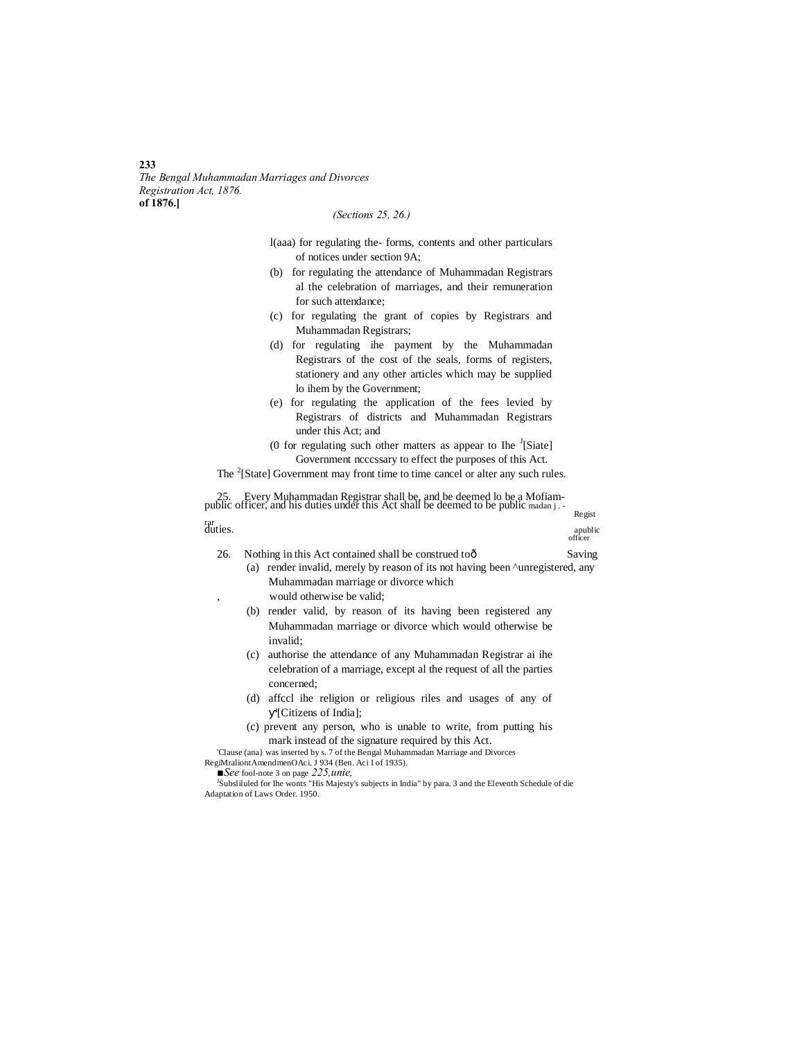*(Sections 25, 26.)*

[1](aaa) for regulating the- forms, contents and other particulars of notices under section 9A;

(b) for regulating the attendance of Muhammadan Registrars al the celebration of marriages, and their remuneration for such attendance;

(c) for regulating the grant of copies by Registrars and Muhammadan Registrars;

(d) for regulating ihe payment by the Muhammadan Registrars of the cost of the seals, forms of registers, stationery and any other articles which may be supplied lo ihem by the Government;

(e) for regulating the application of the fees levied by Registrars of districts and Muhammadan Registrars under this Act; and

(0 for regulating such other matters as appear to Ihe [J][Siate] Government ncccssary to effect the purposes of this Act.

The [2][State] Government may front time to time cancel or alter any such rules.

Muhammadan Registrar a public officer

25. Every Muhammadan Registrar shall be, and be deemed lo be a public officer, and his duties under this Act shall be deemed to be public duties.

Saving

26. Nothing in this Act contained shall be construed toð

(a) render invalid, merely by reason of its not having been ^unregistered, any Muhammadan marriage or divorce which would otherwise be valid;

(b) render valid, by reason of its having been registered any Muhammadan marriage or divorce which would otherwise be invalid;

(c) authorise the attendance of any Muhammadan Registrar ai ihe celebration of a marriage, except al the request of all the parties concerned;

(d) affccl ihe religion or religious riles and usages of any of ۲'[Citizens of India];

(c) prevent any person, who is unable to write, from putting his mark instead of the signature required by this Act.

'Clause (ana} was inserted by s. 7 of the Bengal Muhammadan Marriage and Divorces RegiMraliontAmendmenOAci. J 934 (Ben. Aci I of 1935).

■*See* fool-note 3 on page *225,unie,*

[J]Substituled for Ihe wonts "His Majesty's subjects in India" by para. 3 and the Eleventh Schedule of die Adaptation of Laws Order. 1950.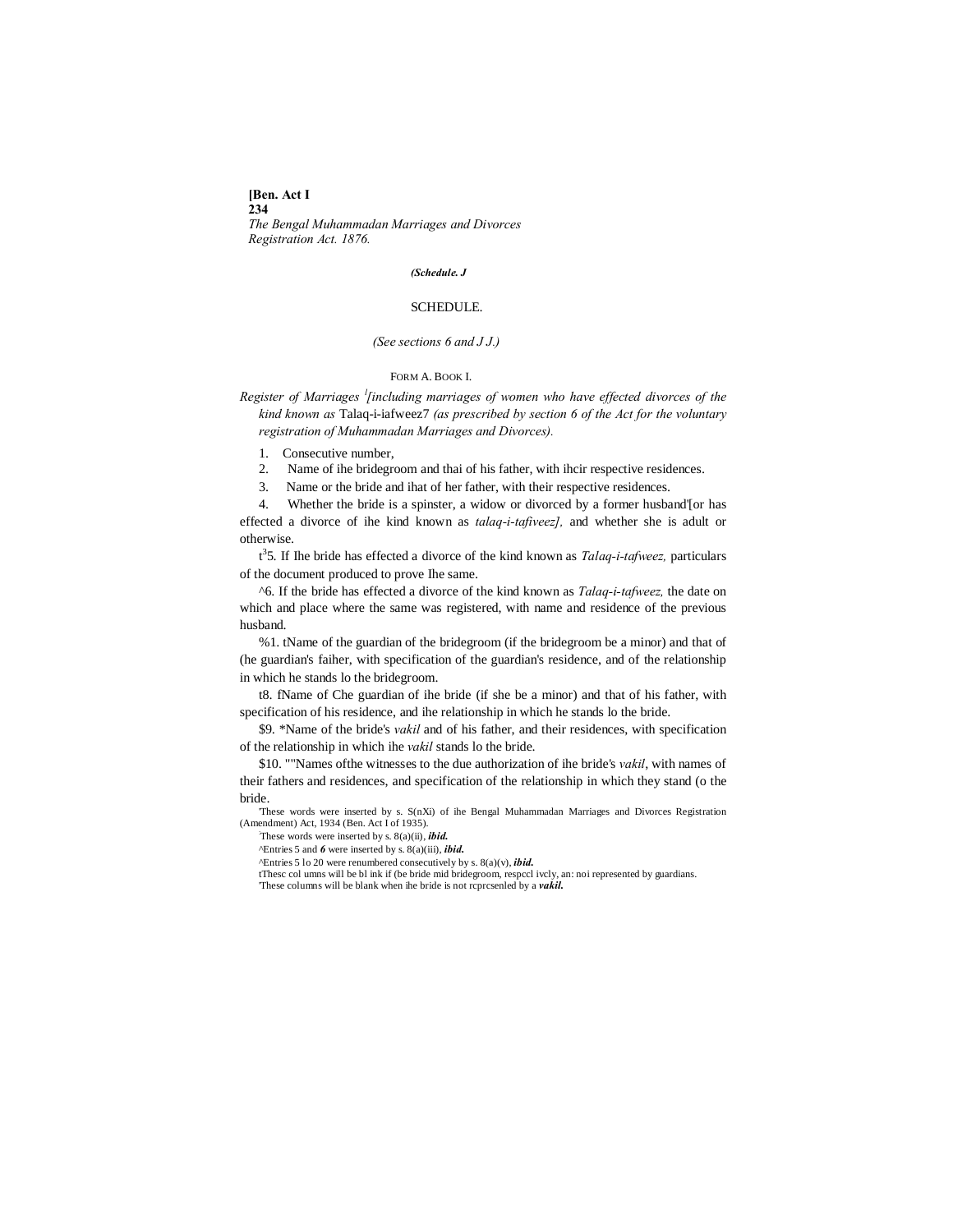*(Schedule. J*

# SCHEDULE.

*(See sections 6 and J J.)*

FORM A. BOOK I.

*Register of Marriages* [1]*[including marriages of women who have effected divorces of the kind known as* Talaq-i-iafweez7 *(as prescribed by section 6 of the Act for the voluntary registration of Muhammadan Marriages and Divorces).*

1. Consecutive number,
2. Name of ihe bridegroom and thai of his father, with ihcir respective residences.
3. Name or the bride and ihat of her father, with their respective residences.
4. Whether the bride is a spinster, a widow or divorced by a former husband'[or has effected a divorce of ihe kind known as *talaq-i-tafiveez],* and whether she is adult or otherwise.

t[3]5. If Ihe bride has effected a divorce of the kind known as *Talaq-i-tafweez,* particulars of the document produced to prove Ihe same.

^6. If the bride has effected a divorce of the kind known as *Talaq-i-tafweez,* the date on which and place where the same was registered, with name and residence of the previous husband.

%1. tName of the guardian of the bridegroom (if the bridegroom be a minor) and that of (he guardian's faiher, with specification of the guardian's residence, and of the relationship in which he stands lo the bridegroom.

t8. fName of Che guardian of ihe bride (if she be a minor) and that of his father, with specification of his residence, and ihe relationship in which he stands lo the bride.

$9. *Name of the bride's *vakil* and of his father, and their residences, with specification of the relationship in which ihe *vakil* stands lo the bride.

$10. ""Names ofthe witnesses to the due authorization of ihe bride's *vakil*, with names of their fathers and residences, and specification of the relationship in which they stand (o the bride.

'These words were inserted by s. S(nXi) of ihe Bengal Muhammadan Marriages and Divorces Registration (Amendment) Act, 1934 (Ben. Act I of 1935).

:These words were inserted by s. 8(a)(ii), ***ibid.***

^Entries 5 and ***6*** were inserted by s. 8(a)(iii), ***ibid.***

^Entries 5 lo 20 were renumbered consecutively by s. 8(a)(v), ***ibid.***

tThesc col umns will be bl ink if (be bride mid bridegroom, respccl ivcly, an: noi represented by guardians.

'These columns will be blank when ihe bride is not rcprcsenled by a ***vakil.***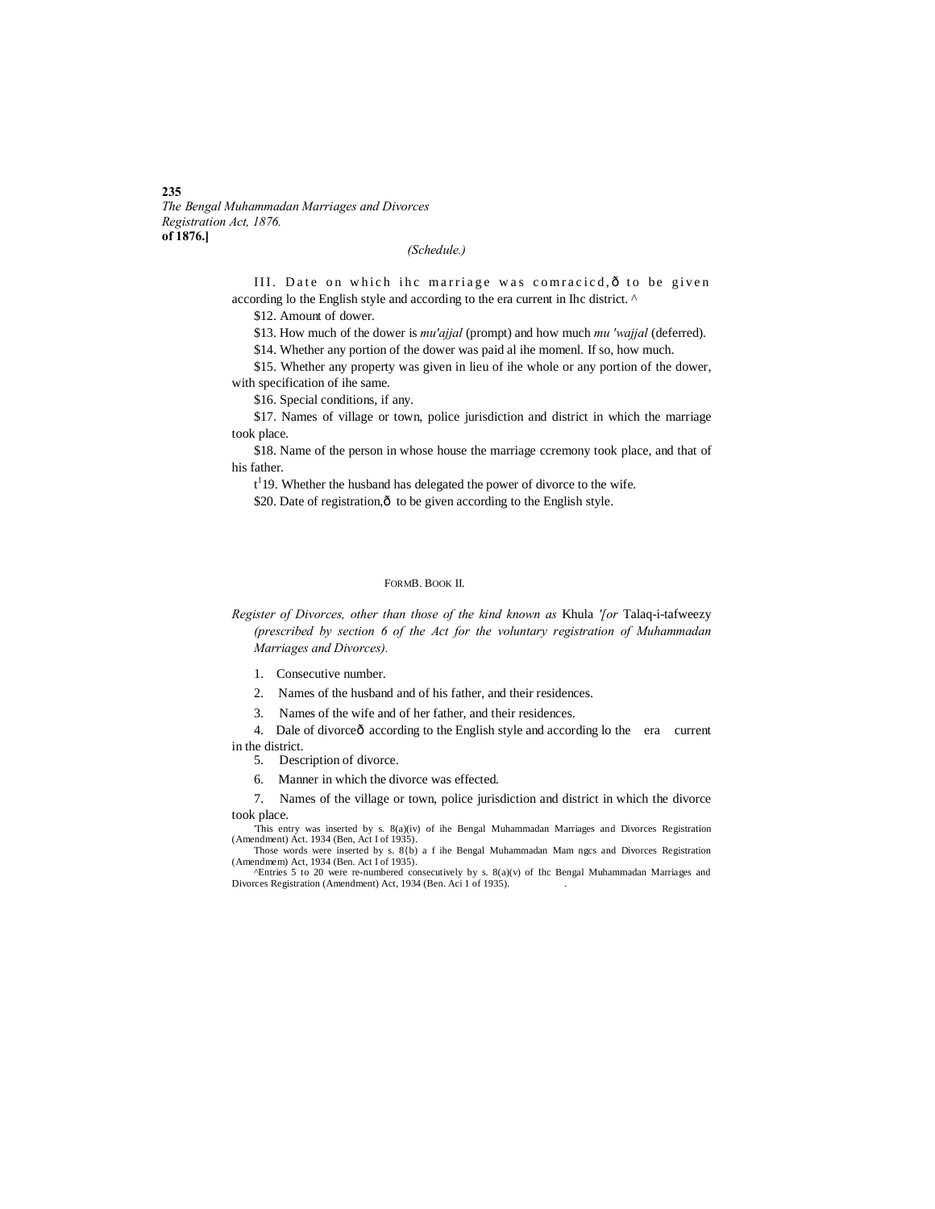(Schedule.)

III. Date on which ihc marriage was comracicd,ð to be given according lo the English style and according to the era current in Ihc district. ^

$12. Amount of dower.

$13. How much of the dower is *mu'ajjal* (prompt) and how much *mu 'wajjal* (deferred).

$14. Whether any portion of the dower was paid al ihe momenl. If so, how much.

$15. Whether any property was given in lieu of ihe whole or any portion of the dower, with specification of ihe same.

$16. Special conditions, if any.

$17. Names of village or town, police jurisdiction and district in which the marriage took place.

$18. Name of the person in whose house the marriage ccremony took place, and that of his father.

t[1]19. Whether the husband has delegated the power of divorce to the wife.

$20. Date of registration,ð to be given according to the English style.

FORMB. BOOK II.

*Register of Divorces, other than those of the kind known as* Khula *'[or* Talaq-i-tafweezy *(prescribed by section 6 of the Act for the voluntary registration of Muhammadan Marriages and Divorces).*

1. Consecutive number.
2. Names of the husband and of his father, and their residences.
3. Names of the wife and of her father, and their residences.
4. Dale of divorceð according to the English style and according lo the era current in the district.
5. Description of divorce.
6. Manner in which the divorce was effected.
7. Names of the village or town, police jurisdiction and district in which the divorce took place.

'This entry was inserted by s. 8(a)(iv) of ihe Bengal Muhammadan Marriages and Divorces Registration (Amendment) Act. 1934 (Ben, Act I of 1935).

Those words were inserted by s. 8{b) a f ihe Bengal Muhammadan Mam ngcs and Divorces Registration (Amendmem) Act, 1934 (Ben. Act I of 1935).

^Entries 5 to 20 were re-numbered consecutively by s. 8(a)(v) of Ihc Bengal Muhammadan Marriages and Divorces Registration (Amendment) Act, 1934 (Ben. Aci 1 of 1935).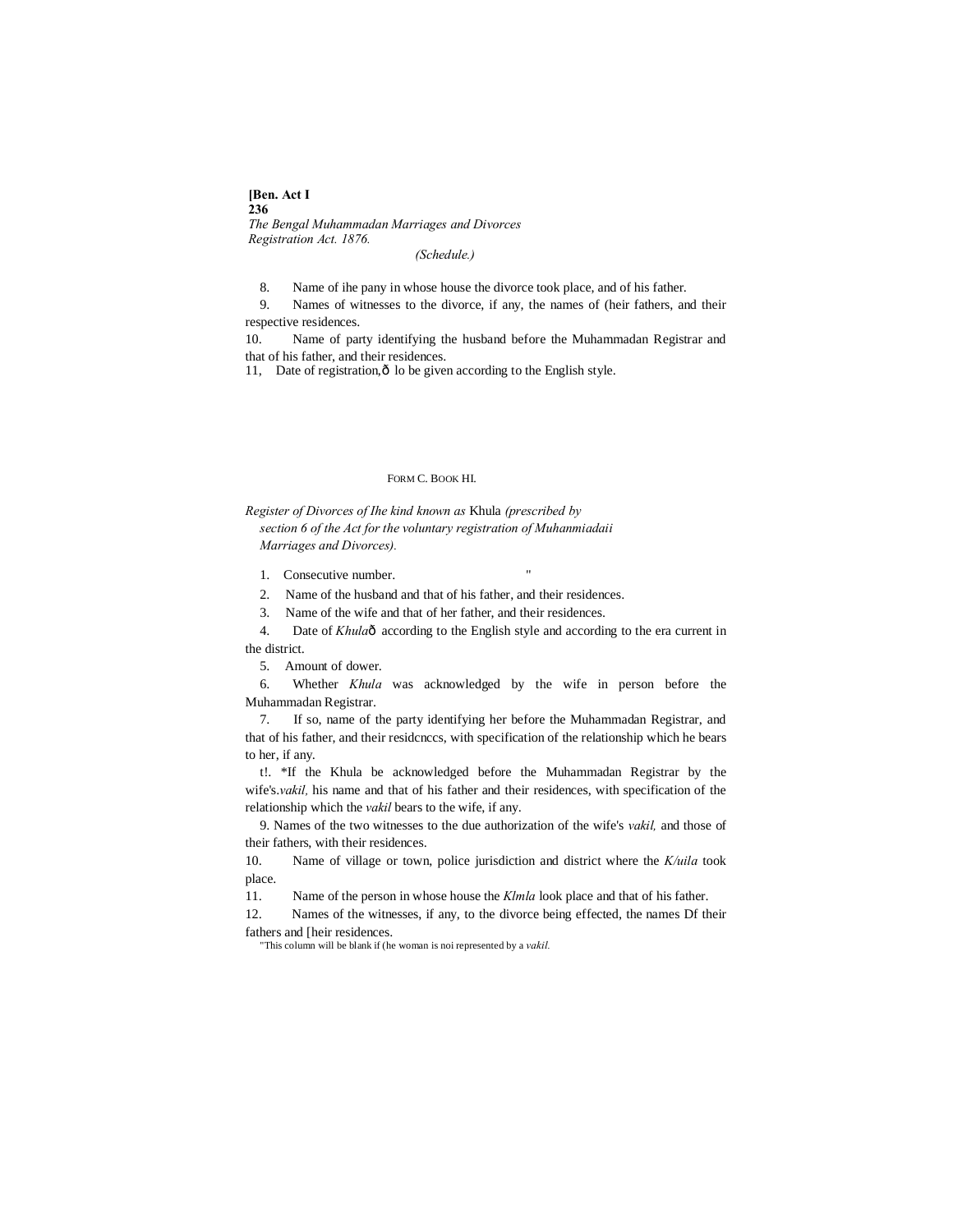(Schedule.)

8. Name of ihe pany in whose house the divorce took place, and of his father.

9. Names of witnesses to the divorce, if any, the names of (heir fathers, and their respective residences.

10. Name of party identifying the husband before the Muhammadan Registrar and that of his father, and their residences.

11, Date of registration,ð lo be given according to the English style.

FORM C. BOOK HI.

*Register of Divorces of Ihe kind known as* Khula *(prescribed by section 6 of the Act for the voluntary registration of Muhanmiadaii Marriages and Divorces).*

1. Consecutive number. "

2. Name of the husband and that of his father, and their residences.

3. Name of the wife and that of her father, and their residences.

4. Date of *Khula*ð according to the English style and according to the era current in the district.

5. Amount of dower.

6. Whether *Khula* was acknowledged by the wife in person before the Muhammadan Registrar.

7. If so, name of the party identifying her before the Muhammadan Registrar, and that of his father, and their residcnccs, with specification of the relationship which he bears to her, if any.

t!. *If the Khula be acknowledged before the Muhammadan Registrar by the wife's.*vakil,* his name and that of his father and their residences, with specification of the relationship which the *vakil* bears to the wife, if any.

9. Names of the two witnesses to the due authorization of the wife's *vakil,* and those of their fathers, with their residences.

10. Name of village or town, police jurisdiction and district where the *K/uila* took place.

11. Name of the person in whose house the *Klmla* look place and that of his father.

12. Names of the witnesses, if any, to the divorce being effected, the names Df their fathers and [heir residences.

"This column will be blank if (he woman is noi represented by a *vakil.*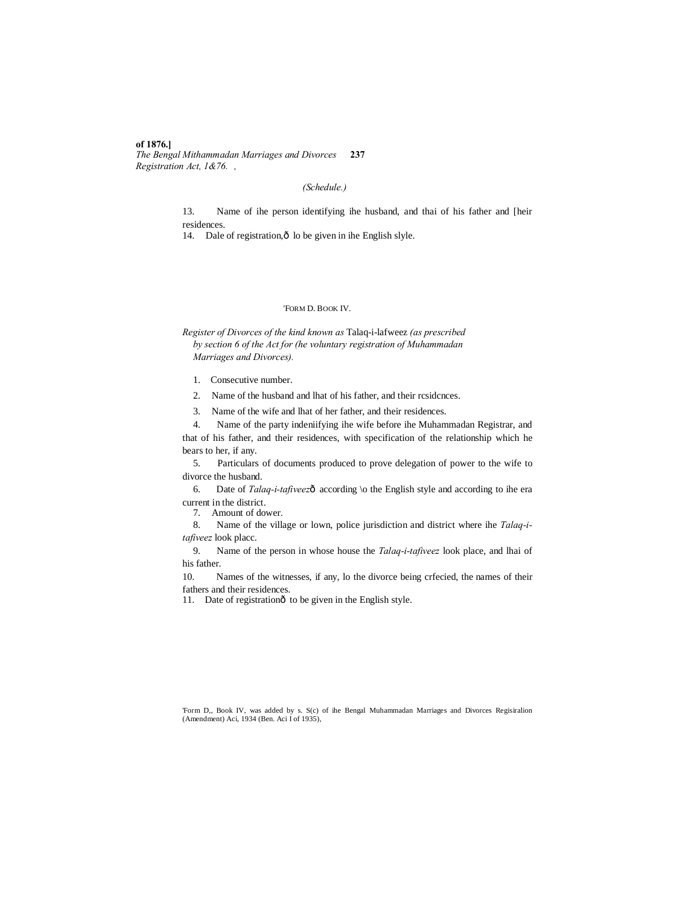*(Schedule.)*

13. Name of ihe person identifying ihe husband, and thai of his father and [heir residences.

14. Dale of registration,ð lo be given in ihe English slyle.

'FORM D. BOOK IV.

*Register of Divorces of the kind known as* Talaq-i-lafweez *(as prescribed by section 6 of the Act for (he voluntary registration of Muhammadan Marriages and Divorces).*

1. Consecutive number.
2. Name of the husband and lhat of his father, and their rcsidcnces.
3. Name of the wife and lhat of her father, and their residences.
4. Name of the party indeniifying ihe wife before ihe Muhammadan Registrar, and that of his father, and their residences, with specification of the relationship which he bears to her, if any.
5. Particulars of documents produced to prove delegation of power to the wife to divorce the husband.
6. Date of *Talaq-i-tafiveez*ð according \o the English style and according to ihe era current in the district.
7. Amount of dower.
8. Name of the village or lown, police jurisdiction and district where ihe *Talaq-i-tafiveez* look placc.
9. Name of the person in whose house the *Talaq-i-tafiveez* look place, and lhai of his father.
10. Names of the witnesses, if any, lo the divorce being crfecied, the names of their fathers and their residences.
11. Date of registrationð to be given in the English style.

'Form D,, Book IV, was added by s. S(c) of ihe Bengal Muhammadan Marriages and Divorces Regisiralion (Amendment) Aci, 1934 (Ben. Aci I of 1935),